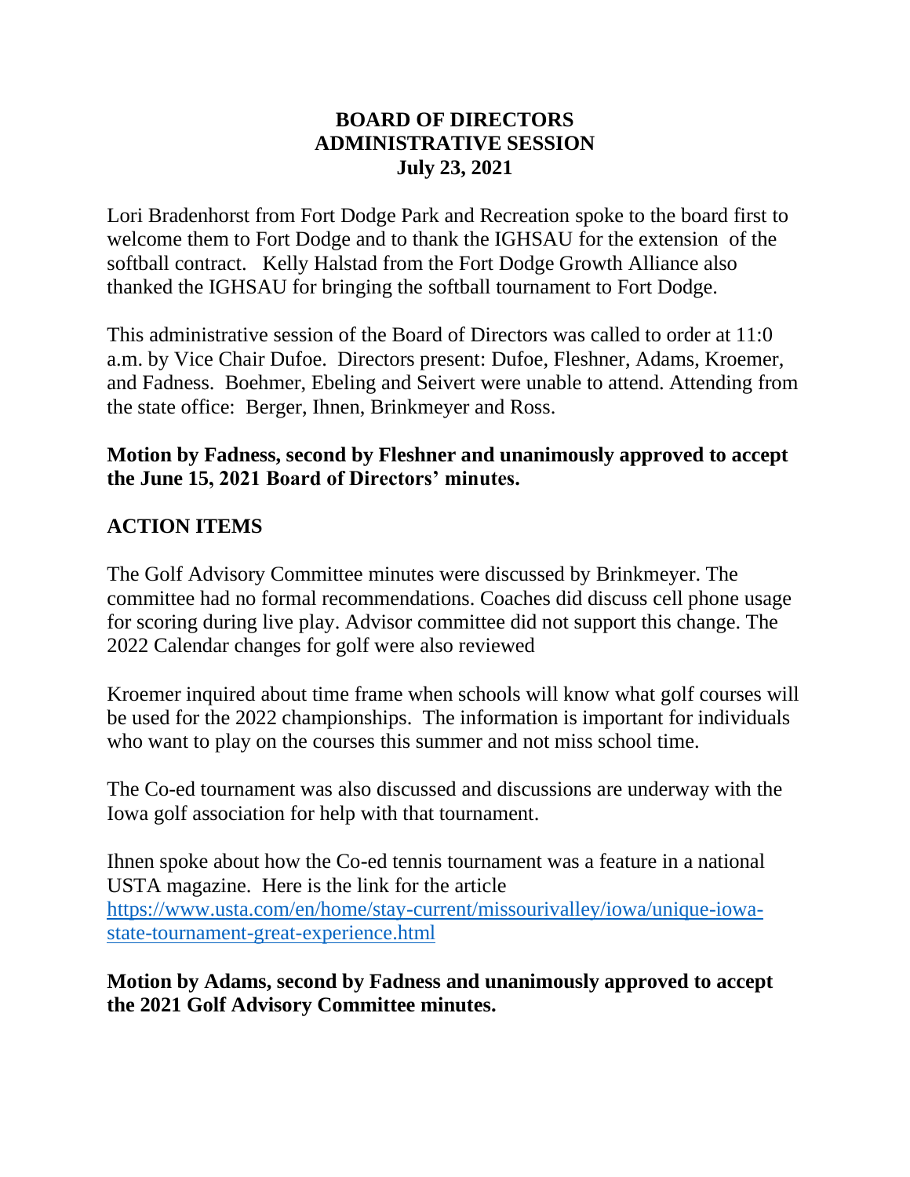# BOARD OF DIRECTORS
## ADMINISTRATIVE SESSION
### July 23, 2021

Lori Bradenhorst from Fort Dodge Park and Recreation spoke to the board first to welcome them to Fort Dodge and to thank the IGHSAU for the extension of the softball contract. Kelly Halstad from the Fort Dodge Growth Alliance also thanked the IGHSAU for bringing the softball tournament to Fort Dodge.

This administrative session of the Board of Directors was called to order at 11:0 a.m. by Vice Chair Dufoe. Directors present: Dufoe, Fleshner, Adams, Kroemer, and Fadness. Boehmer, Ebeling and Seivert were unable to attend. Attending from the state office: Berger, Ihnen, Brinkmeyer and Ross.

**Motion by Fadness, second by Fleshner and unanimously approved to accept the June 15, 2021 Board of Directors' minutes.**

## ACTION ITEMS

The Golf Advisory Committee minutes were discussed by Brinkmeyer. The committee had no formal recommendations. Coaches did discuss cell phone usage for scoring during live play. Advisor committee did not support this change. The 2022 Calendar changes for golf were also reviewed

Kroemer inquired about time frame when schools will know what golf courses will be used for the 2022 championships. The information is important for individuals who want to play on the courses this summer and not miss school time.

The Co-ed tournament was also discussed and discussions are underway with the Iowa golf association for help with that tournament.

Ihnen spoke about how the Co-ed tennis tournament was a feature in a national USTA magazine. Here is the link for the article [https://www.usta.com/en/home/stay-current/missourivalley/iowa/unique-iowa-state-tournament-great-experience.html](https://www.usta.com/en/home/stay-current/missourivalley/iowa/unique-iowa-state-tournament-great-experience.html)

**Motion by Adams, second by Fadness and unanimously approved to accept the 2021 Golf Advisory Committee minutes.**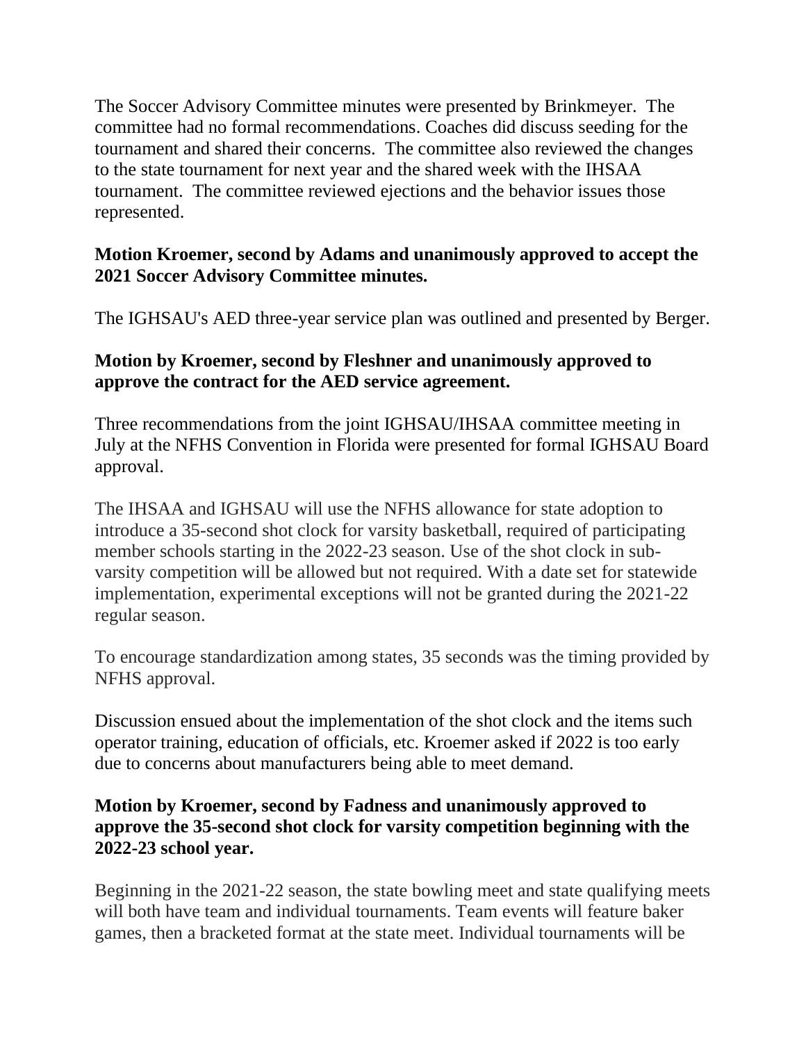The Soccer Advisory Committee minutes were presented by Brinkmeyer. The committee had no formal recommendations. Coaches did discuss seeding for the tournament and shared their concerns. The committee also reviewed the changes to the state tournament for next year and the shared week with the IHSAA tournament. The committee reviewed ejections and the behavior issues those represented.

**Motion Kroemer, second by Adams and unanimously approved to accept the 2021 Soccer Advisory Committee minutes.**

The IGHSAU's AED three-year service plan was outlined and presented by Berger.

**Motion by Kroemer, second by Fleshner and unanimously approved to approve the contract for the AED service agreement.**

Three recommendations from the joint IGHSAU/IHSAA committee meeting in July at the NFHS Convention in Florida were presented for formal IGHSAU Board approval.

The IHSAA and IGHSAU will use the NFHS allowance for state adoption to introduce a 35-second shot clock for varsity basketball, required of participating member schools starting in the 2022-23 season. Use of the shot clock in sub-varsity competition will be allowed but not required. With a date set for statewide implementation, experimental exceptions will not be granted during the 2021-22 regular season.

To encourage standardization among states, 35 seconds was the timing provided by NFHS approval.

Discussion ensued about the implementation of the shot clock and the items such operator training, education of officials, etc. Kroemer asked if 2022 is too early due to concerns about manufacturers being able to meet demand.

**Motion by Kroemer, second by Fadness and unanimously approved to approve the 35-second shot clock for varsity competition beginning with the 2022-23 school year.**

Beginning in the 2021-22 season, the state bowling meet and state qualifying meets will both have team and individual tournaments. Team events will feature baker games, then a bracketed format at the state meet. Individual tournaments will be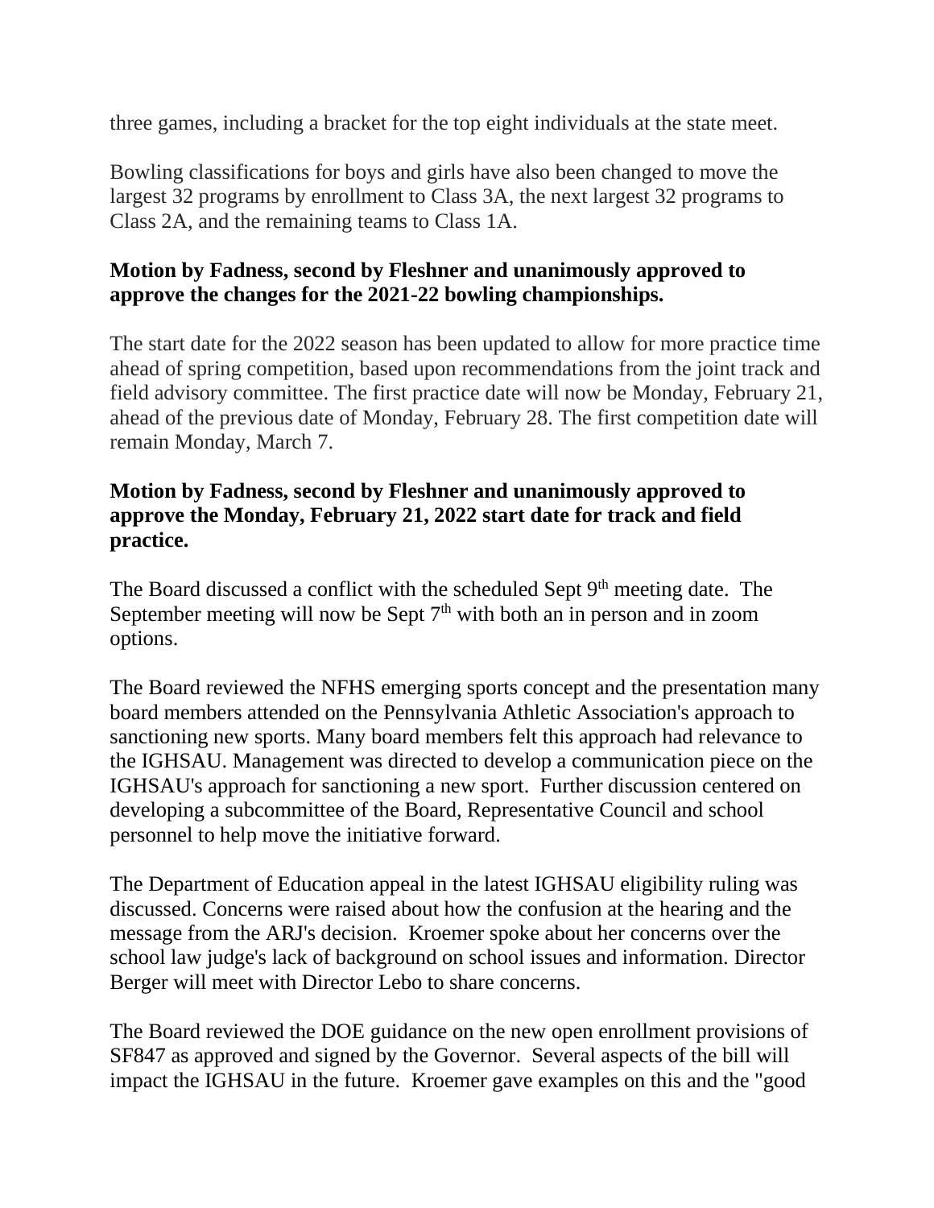three games, including a bracket for the top eight individuals at the state meet.

Bowling classifications for boys and girls have also been changed to move the largest 32 programs by enrollment to Class 3A, the next largest 32 programs to Class 2A, and the remaining teams to Class 1A.

**Motion by Fadness, second by Fleshner and unanimously approved to approve the changes for the 2021-22 bowling championships.**

The start date for the 2022 season has been updated to allow for more practice time ahead of spring competition, based upon recommendations from the joint track and field advisory committee. The first practice date will now be Monday, February 21, ahead of the previous date of Monday, February 28. The first competition date will remain Monday, March 7.

**Motion by Fadness, second by Fleshner and unanimously approved to approve the Monday, February 21, 2022 start date for track and field practice.**

The Board discussed a conflict with the scheduled Sept 9th meeting date. The September meeting will now be Sept 7th with both an in person and in zoom options.

The Board reviewed the NFHS emerging sports concept and the presentation many board members attended on the Pennsylvania Athletic Association's approach to sanctioning new sports. Many board members felt this approach had relevance to the IGHSAU. Management was directed to develop a communication piece on the IGHSAU's approach for sanctioning a new sport. Further discussion centered on developing a subcommittee of the Board, Representative Council and school personnel to help move the initiative forward.

The Department of Education appeal in the latest IGHSAU eligibility ruling was discussed. Concerns were raised about how the confusion at the hearing and the message from the ARJ's decision. Kroemer spoke about her concerns over the school law judge's lack of background on school issues and information. Director Berger will meet with Director Lebo to share concerns.

The Board reviewed the DOE guidance on the new open enrollment provisions of SF847 as approved and signed by the Governor. Several aspects of the bill will impact the IGHSAU in the future. Kroemer gave examples on this and the "good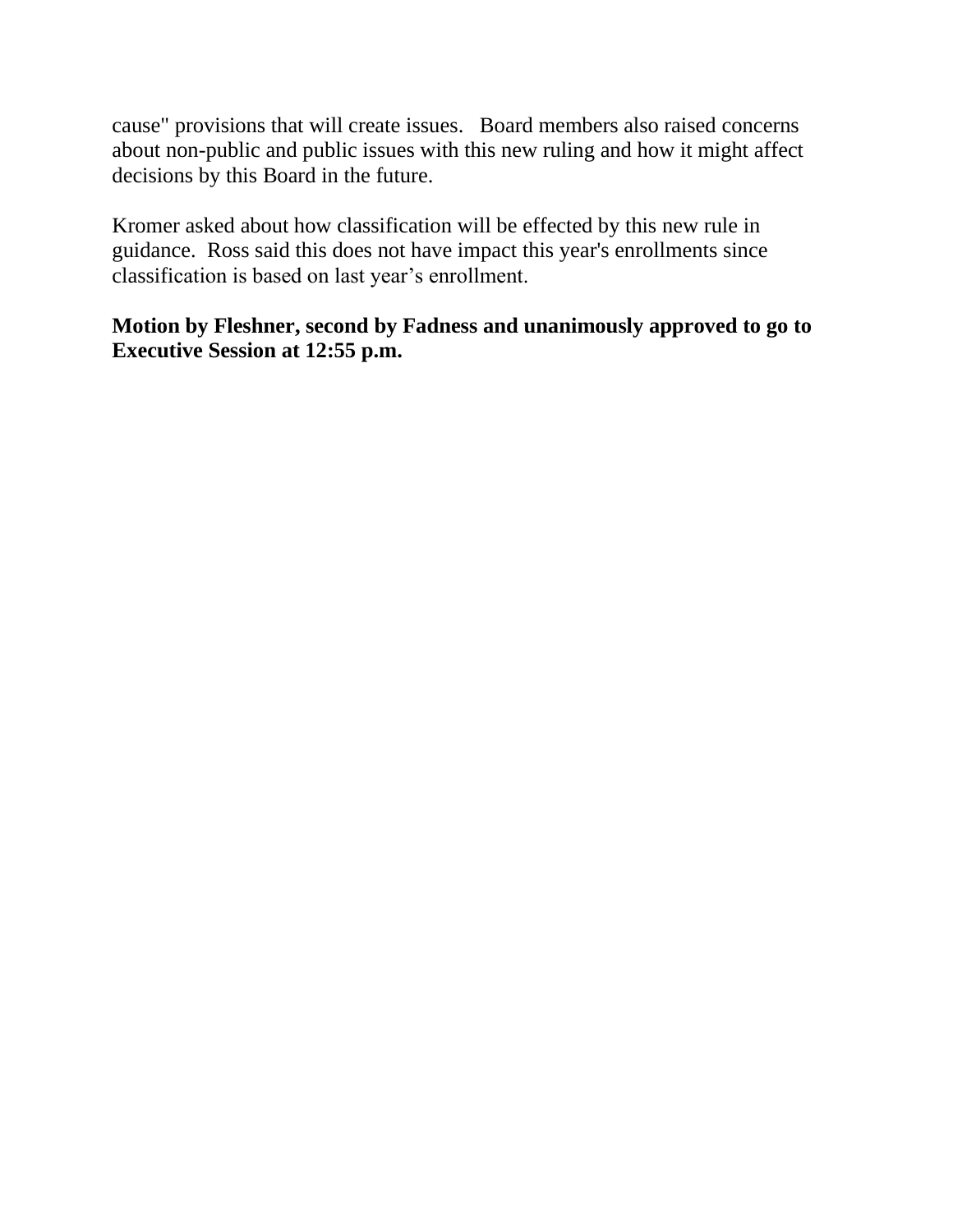cause" provisions that will create issues. Board members also raised concerns about non-public and public issues with this new ruling and how it might affect decisions by this Board in the future.

Kromer asked about how classification will be effected by this new rule in guidance. Ross said this does not have impact this year's enrollments since classification is based on last year's enrollment.

**Motion by Fleshner, second by Fadness and unanimously approved to go to Executive Session at 12:55 p.m.**